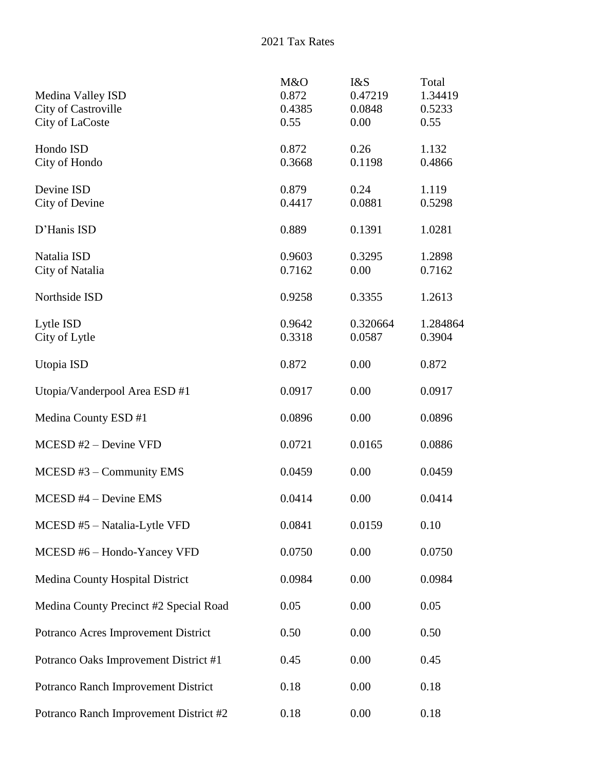# 2021 Tax Rates

| | M&O | I&S | Total |
|---|---|---|---|
| Medina Valley ISD | 0.872 | 0.47219 | 1.34419 |
| City of Castroville | 0.4385 | 0.0848 | 0.5233 |
| City of LaCoste | 0.55 | 0.00 | 0.55 |
| Hondo ISD | 0.872 | 0.26 | 1.132 |
| City of Hondo | 0.3668 | 0.1198 | 0.4866 |
| Devine ISD | 0.879 | 0.24 | 1.119 |
| City of Devine | 0.4417 | 0.0881 | 0.5298 |
| D'Hanis ISD | 0.889 | 0.1391 | 1.0281 |
| Natalia ISD | 0.9603 | 0.3295 | 1.2898 |
| City of Natalia | 0.7162 | 0.00 | 0.7162 |
| Northside ISD | 0.9258 | 0.3355 | 1.2613 |
| Lytle ISD | 0.9642 | 0.320664 | 1.284864 |
| City of Lytle | 0.3318 | 0.0587 | 0.3904 |
| Utopia ISD | 0.872 | 0.00 | 0.872 |
| Utopia/Vanderpool Area ESD #1 | 0.0917 | 0.00 | 0.0917 |
| Medina County ESD #1 | 0.0896 | 0.00 | 0.0896 |
| MCESD #2 – Devine VFD | 0.0721 | 0.0165 | 0.0886 |
| MCESD #3 – Community EMS | 0.0459 | 0.00 | 0.0459 |
| MCESD #4 – Devine EMS | 0.0414 | 0.00 | 0.0414 |
| MCESD #5 – Natalia-Lytle VFD | 0.0841 | 0.0159 | 0.10 |
| MCESD #6 – Hondo-Yancey VFD | 0.0750 | 0.00 | 0.0750 |
| Medina County Hospital District | 0.0984 | 0.00 | 0.0984 |
| Medina County Precinct #2 Special Road | 0.05 | 0.00 | 0.05 |
| Potranco Acres Improvement District | 0.50 | 0.00 | 0.50 |
| Potranco Oaks Improvement District #1 | 0.45 | 0.00 | 0.45 |
| Potranco Ranch Improvement District | 0.18 | 0.00 | 0.18 |
| Potranco Ranch Improvement District #2 | 0.18 | 0.00 | 0.18 |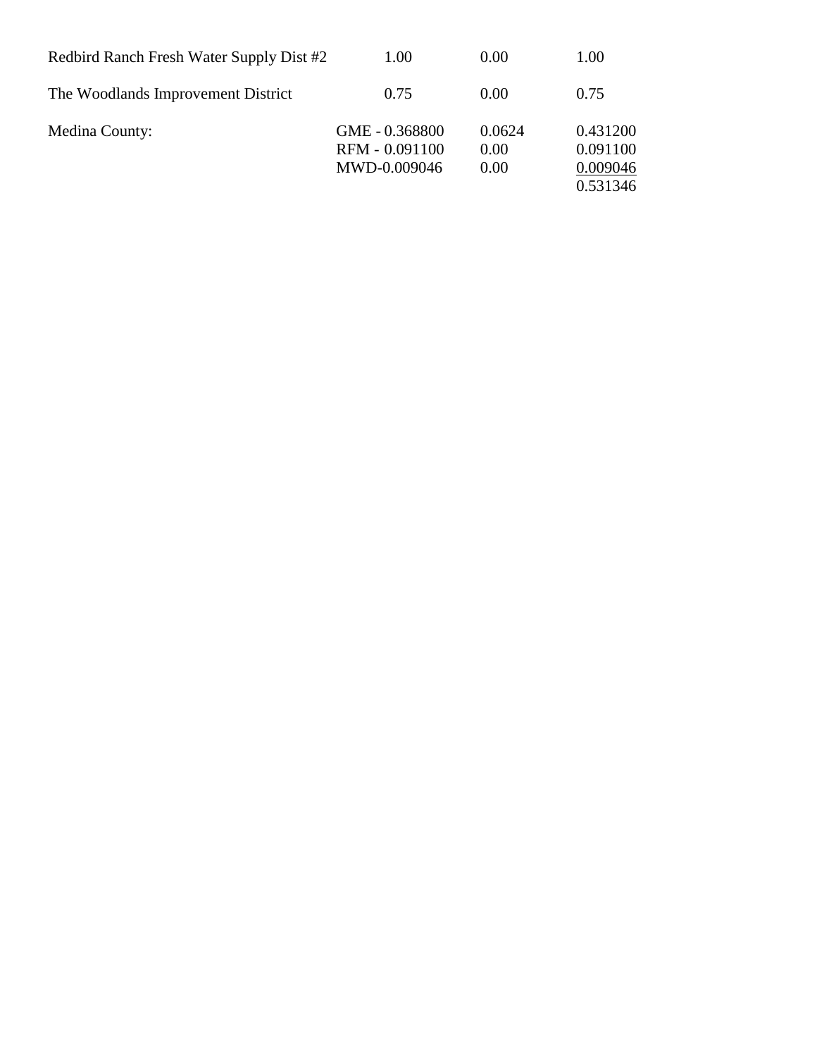| | | | |
|---|---|---|---|
| Redbird Ranch Fresh Water Supply Dist #2 | 1.00 | 0.00 | 1.00 |
| The Woodlands Improvement District | 0.75 | 0.00 | 0.75 |
| Medina County: | GME - 0.368800 | 0.0624 | 0.431200 |
| | RFM - 0.091100 | 0.00 | 0.091100 |
| | MWD-0.009046 | 0.00 | 0.009046 |
| | | | 0.531346 |